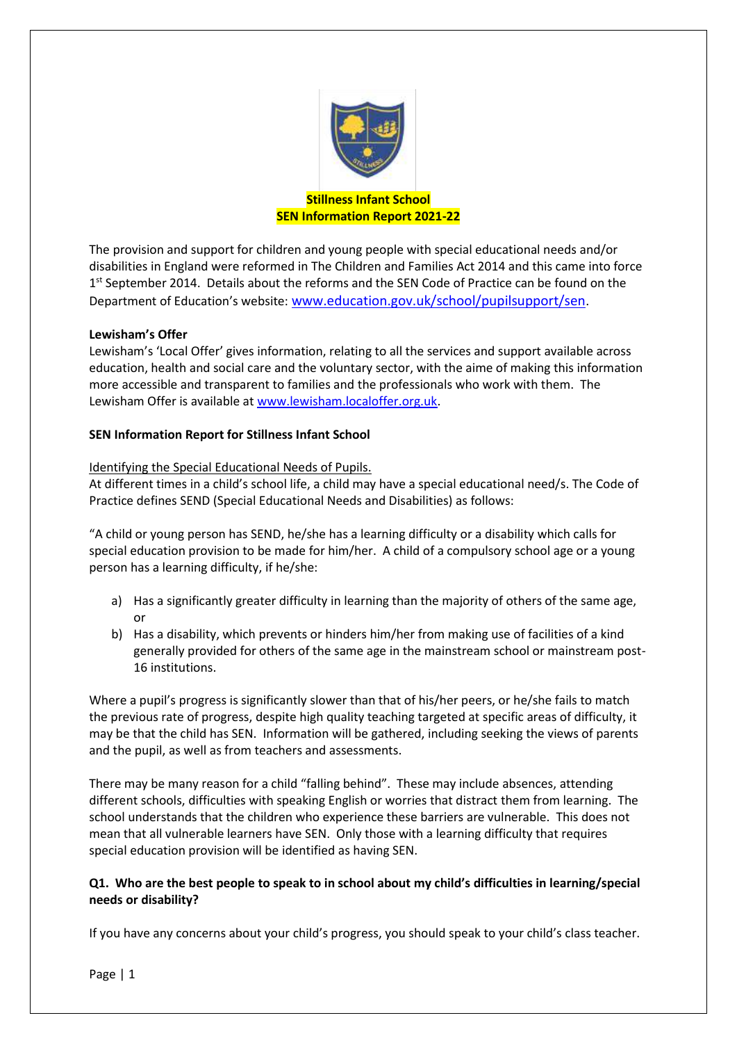# Stillness Infant School
## SEN Information Report 2021-22

The provision and support for children and young people with special educational needs and/or disabilities in England were reformed in The Children and Families Act 2014 and this came into force 1st September 2014. Details about the reforms and the SEN Code of Practice can be found on the Department of Education's website: [www.education.gov.uk/school/pupilsupport/sen](www.education.gov.uk/school/pupilsupport/sen).

**Lewisham's Offer**

Lewisham's 'Local Offer' gives information, relating to all the services and support available across education, health and social care and the voluntary sector, with the aime of making this information more accessible and transparent to families and the professionals who work with them. The Lewisham Offer is available at [www.lewisham.localoffer.org.uk](www.lewisham.localoffer.org.uk).

**SEN Information Report for Stillness Infant School**

Identifying the Special Educational Needs of Pupils.

At different times in a child's school life, a child may have a special educational need/s. The Code of Practice defines SEND (Special Educational Needs and Disabilities) as follows:

"A child or young person has SEND, he/she has a learning difficulty or a disability which calls for special education provision to be made for him/her. A child of a compulsory school age or a young person has a learning difficulty, if he/she:

a) Has a significantly greater difficulty in learning than the majority of others of the same age, or
b) Has a disability, which prevents or hinders him/her from making use of facilities of a kind generally provided for others of the same age in the mainstream school or mainstream post-16 institutions.

Where a pupil's progress is significantly slower than that of his/her peers, or he/she fails to match the previous rate of progress, despite high quality teaching targeted at specific areas of difficulty, it may be that the child has SEN. Information will be gathered, including seeking the views of parents and the pupil, as well as from teachers and assessments.

There may be many reason for a child "falling behind". These may include absences, attending different schools, difficulties with speaking English or worries that distract them from learning. The school understands that the children who experience these barriers are vulnerable. This does not mean that all vulnerable learners have SEN. Only those with a learning difficulty that requires special education provision will be identified as having SEN.

**Q1. Who are the best people to speak to in school about my child's difficulties in learning/special needs or disability?**

If you have any concerns about your child's progress, you should speak to your child's class teacher.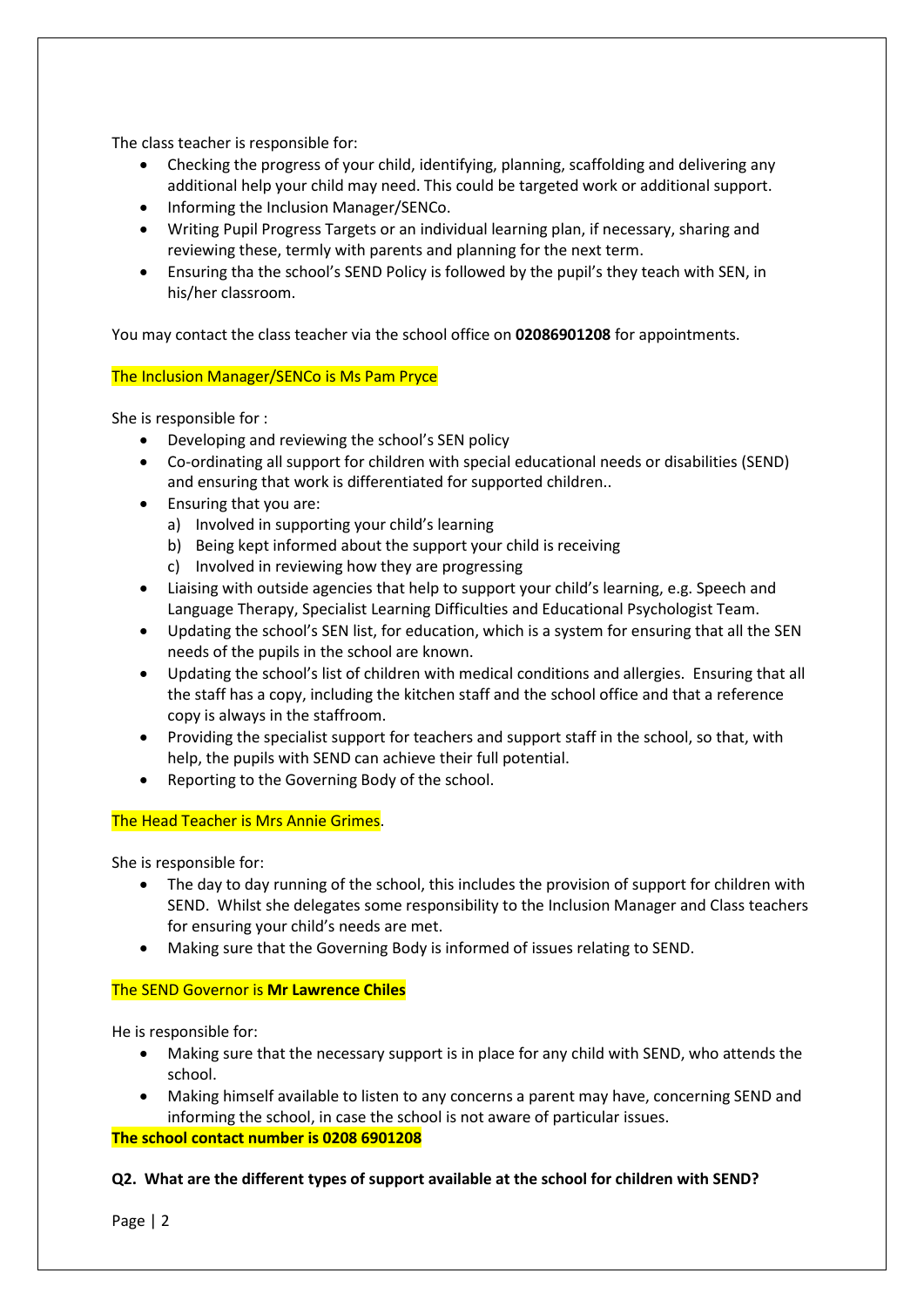The class teacher is responsible for:

- Checking the progress of your child, identifying, planning, scaffolding and delivering any additional help your child may need. This could be targeted work or additional support.
- Informing the Inclusion Manager/SENCo.
- Writing Pupil Progress Targets or an individual learning plan, if necessary, sharing and reviewing these, termly with parents and planning for the next term.
- Ensuring tha the school's SEND Policy is followed by the pupil's they teach with SEN, in his/her classroom.

You may contact the class teacher via the school office on **02086901208** for appointments.

The Inclusion Manager/SENCo is Ms Pam Pryce

She is responsible for :

- Developing and reviewing the school's SEN policy
- Co-ordinating all support for children with special educational needs or disabilities (SEND) and ensuring that work is differentiated for supported children..
- Ensuring that you are:
  a) Involved in supporting your child's learning
  b) Being kept informed about the support your child is receiving
  c) Involved in reviewing how they are progressing
- Liaising with outside agencies that help to support your child's learning, e.g. Speech and Language Therapy, Specialist Learning Difficulties and Educational Psychologist Team.
- Updating the school's SEN list, for education, which is a system for ensuring that all the SEN needs of the pupils in the school are known.
- Updating the school's list of children with medical conditions and allergies. Ensuring that all the staff has a copy, including the kitchen staff and the school office and that a reference copy is always in the staffroom.
- Providing the specialist support for teachers and support staff in the school, so that, with help, the pupils with SEND can achieve their full potential.
- Reporting to the Governing Body of the school.

The Head Teacher is Mrs Annie Grimes.

She is responsible for:

- The day to day running of the school, this includes the provision of support for children with SEND. Whilst she delegates some responsibility to the Inclusion Manager and Class teachers for ensuring your child's needs are met.
- Making sure that the Governing Body is informed of issues relating to SEND.

The SEND Governor is **Mr Lawrence Chiles**

He is responsible for:

- Making sure that the necessary support is in place for any child with SEND, who attends the school.
- Making himself available to listen to any concerns a parent may have, concerning SEND and informing the school, in case the school is not aware of particular issues.

**The school contact number is 0208 6901208**

**Q2. What are the different types of support available at the school for children with SEND?**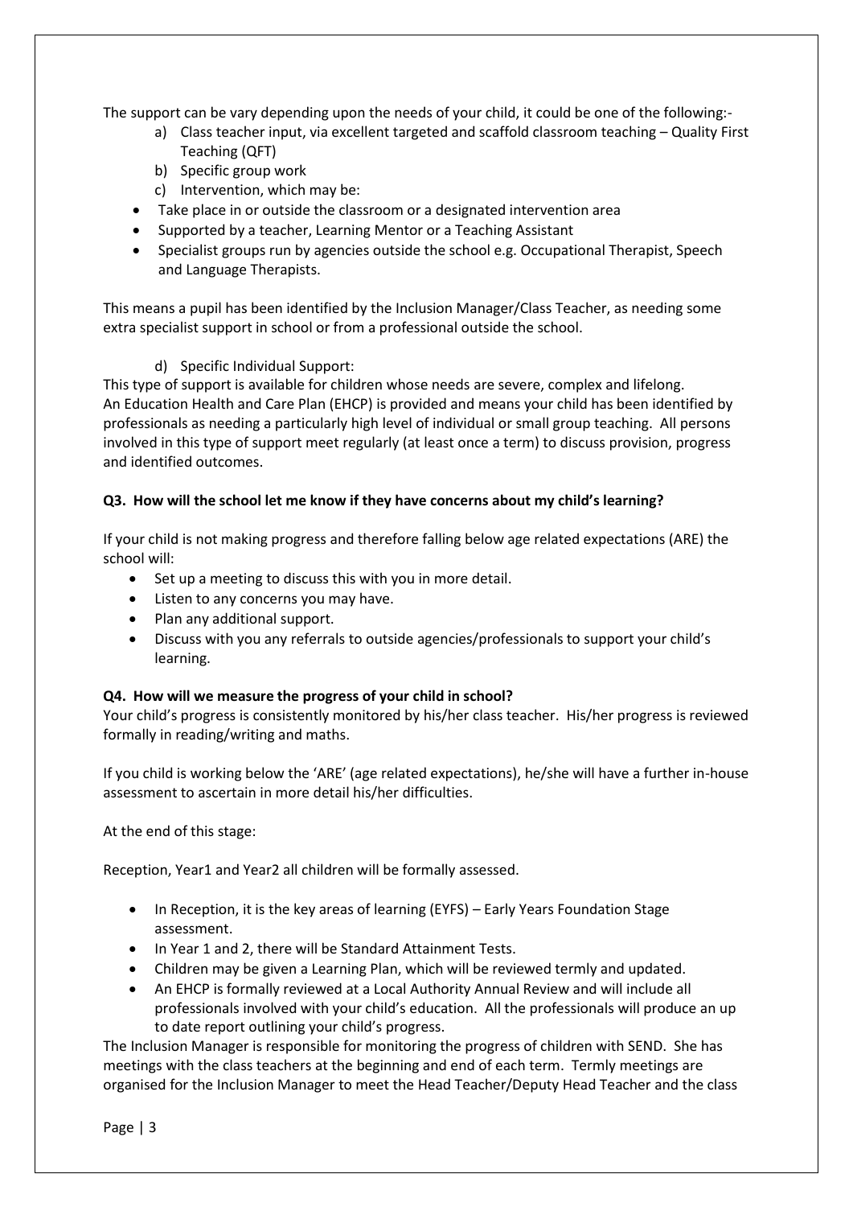The support can be vary depending upon the needs of your child, it could be one of the following:-

a) Class teacher input, via excellent targeted and scaffold classroom teaching – Quality First Teaching (QFT)
b) Specific group work
c) Intervention, which may be:

- Take place in or outside the classroom or a designated intervention area
- Supported by a teacher, Learning Mentor or a Teaching Assistant
- Specialist groups run by agencies outside the school e.g. Occupational Therapist, Speech and Language Therapists.

This means a pupil has been identified by the Inclusion Manager/Class Teacher, as needing some extra specialist support in school or from a professional outside the school.

d) Specific Individual Support:

This type of support is available for children whose needs are severe, complex and lifelong. An Education Health and Care Plan (EHCP) is provided and means your child has been identified by professionals as needing a particularly high level of individual or small group teaching. All persons involved in this type of support meet regularly (at least once a term) to discuss provision, progress and identified outcomes.

**Q3. How will the school let me know if they have concerns about my child's learning?**

If your child is not making progress and therefore falling below age related expectations (ARE) the school will:

- Set up a meeting to discuss this with you in more detail.
- Listen to any concerns you may have.
- Plan any additional support.
- Discuss with you any referrals to outside agencies/professionals to support your child's learning.

**Q4. How will we measure the progress of your child in school?**

Your child's progress is consistently monitored by his/her class teacher. His/her progress is reviewed formally in reading/writing and maths.

If you child is working below the 'ARE' (age related expectations), he/she will have a further in-house assessment to ascertain in more detail his/her difficulties.

At the end of this stage:

Reception, Year1 and Year2 all children will be formally assessed.

- In Reception, it is the key areas of learning (EYFS) – Early Years Foundation Stage assessment.
- In Year 1 and 2, there will be Standard Attainment Tests.
- Children may be given a Learning Plan, which will be reviewed termly and updated.
- An EHCP is formally reviewed at a Local Authority Annual Review and will include all professionals involved with your child's education. All the professionals will produce an up to date report outlining your child's progress.

The Inclusion Manager is responsible for monitoring the progress of children with SEND. She has meetings with the class teachers at the beginning and end of each term. Termly meetings are organised for the Inclusion Manager to meet the Head Teacher/Deputy Head Teacher and the class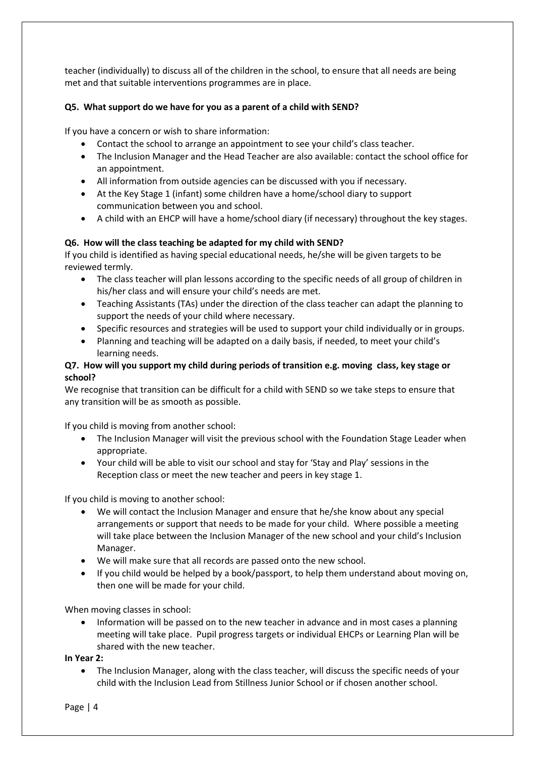teacher (individually) to discuss all of the children in the school, to ensure that all needs are being met and that suitable interventions programmes are in place.

**Q5. What support do we have for you as a parent of a child with SEND?**

If you have a concern or wish to share information:

- Contact the school to arrange an appointment to see your child's class teacher.
- The Inclusion Manager and the Head Teacher are also available: contact the school office for an appointment.
- All information from outside agencies can be discussed with you if necessary.
- At the Key Stage 1 (infant) some children have a home/school diary to support communication between you and school.
- A child with an EHCP will have a home/school diary (if necessary) throughout the key stages.

**Q6. How will the class teaching be adapted for my child with SEND?**

If you child is identified as having special educational needs, he/she will be given targets to be reviewed termly.

- The class teacher will plan lessons according to the specific needs of all group of children in his/her class and will ensure your child's needs are met.
- Teaching Assistants (TAs) under the direction of the class teacher can adapt the planning to support the needs of your child where necessary.
- Specific resources and strategies will be used to support your child individually or in groups.
- Planning and teaching will be adapted on a daily basis, if needed, to meet your child's learning needs.

**Q7. How will you support my child during periods of transition e.g. moving class, key stage or school?**

We recognise that transition can be difficult for a child with SEND so we take steps to ensure that any transition will be as smooth as possible.

If you child is moving from another school:

- The Inclusion Manager will visit the previous school with the Foundation Stage Leader when appropriate.
- Your child will be able to visit our school and stay for 'Stay and Play' sessions in the Reception class or meet the new teacher and peers in key stage 1.

If you child is moving to another school:

- We will contact the Inclusion Manager and ensure that he/she know about any special arrangements or support that needs to be made for your child. Where possible a meeting will take place between the Inclusion Manager of the new school and your child's Inclusion Manager.
- We will make sure that all records are passed onto the new school.
- If you child would be helped by a book/passport, to help them understand about moving on, then one will be made for your child.

When moving classes in school:

- Information will be passed on to the new teacher in advance and in most cases a planning meeting will take place. Pupil progress targets or individual EHCPs or Learning Plan will be shared with the new teacher.

**In Year 2:**

- The Inclusion Manager, along with the class teacher, will discuss the specific needs of your child with the Inclusion Lead from Stillness Junior School or if chosen another school.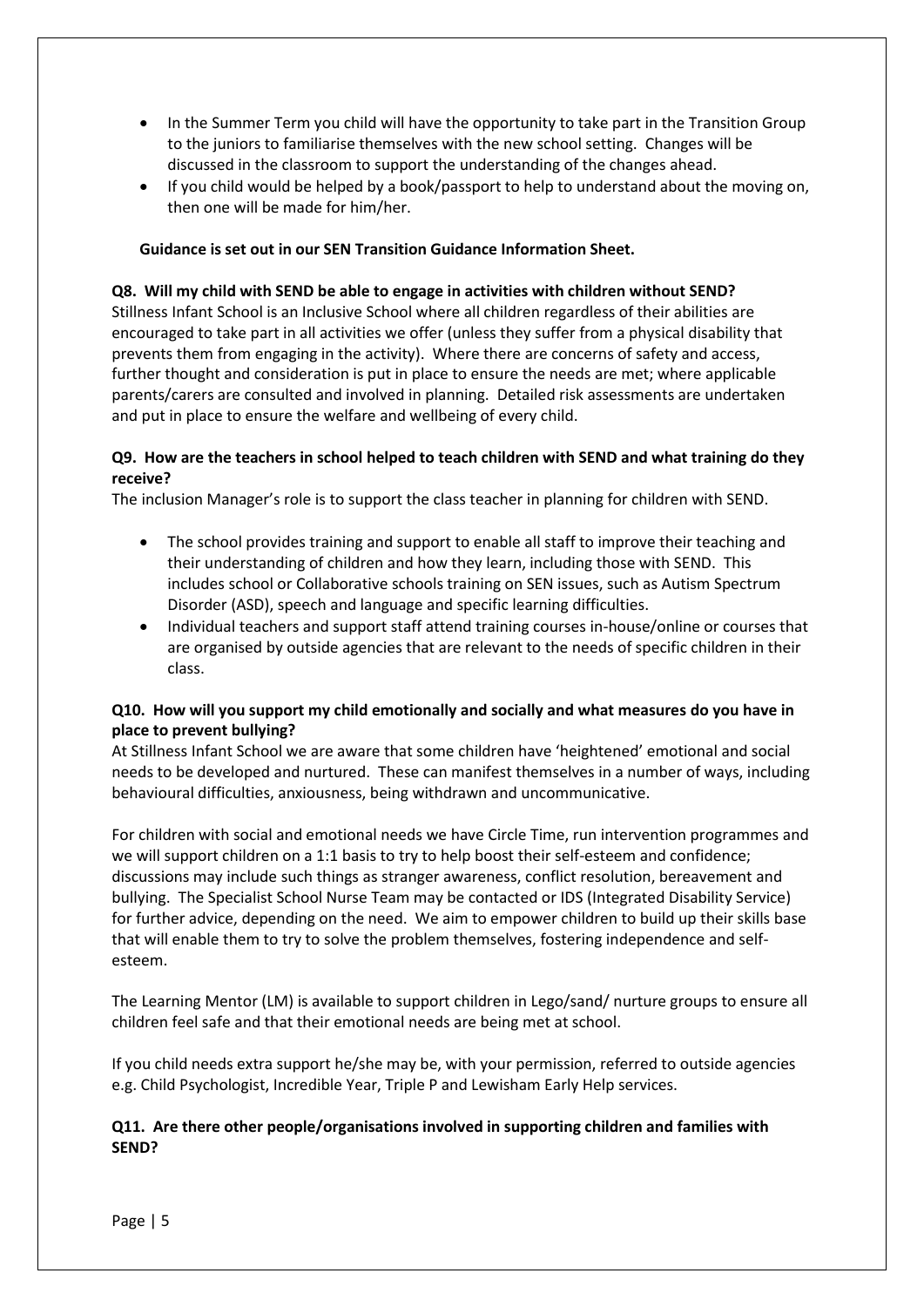- In the Summer Term you child will have the opportunity to take part in the Transition Group to the juniors to familiarise themselves with the new school setting. Changes will be discussed in the classroom to support the understanding of the changes ahead.
- If you child would be helped by a book/passport to help to understand about the moving on, then one will be made for him/her.

**Guidance is set out in our SEN Transition Guidance Information Sheet.**

**Q8. Will my child with SEND be able to engage in activities with children without SEND?**

Stillness Infant School is an Inclusive School where all children regardless of their abilities are encouraged to take part in all activities we offer (unless they suffer from a physical disability that prevents them from engaging in the activity). Where there are concerns of safety and access, further thought and consideration is put in place to ensure the needs are met; where applicable parents/carers are consulted and involved in planning. Detailed risk assessments are undertaken and put in place to ensure the welfare and wellbeing of every child.

**Q9. How are the teachers in school helped to teach children with SEND and what training do they receive?**

The inclusion Manager's role is to support the class teacher in planning for children with SEND.

- The school provides training and support to enable all staff to improve their teaching and their understanding of children and how they learn, including those with SEND. This includes school or Collaborative schools training on SEN issues, such as Autism Spectrum Disorder (ASD), speech and language and specific learning difficulties.
- Individual teachers and support staff attend training courses in-house/online or courses that are organised by outside agencies that are relevant to the needs of specific children in their class.

**Q10. How will you support my child emotionally and socially and what measures do you have in place to prevent bullying?**

At Stillness Infant School we are aware that some children have 'heightened' emotional and social needs to be developed and nurtured. These can manifest themselves in a number of ways, including behavioural difficulties, anxiousness, being withdrawn and uncommunicative.

For children with social and emotional needs we have Circle Time, run intervention programmes and we will support children on a 1:1 basis to try to help boost their self-esteem and confidence; discussions may include such things as stranger awareness, conflict resolution, bereavement and bullying. The Specialist School Nurse Team may be contacted or IDS (Integrated Disability Service) for further advice, depending on the need. We aim to empower children to build up their skills base that will enable them to try to solve the problem themselves, fostering independence and self-esteem.

The Learning Mentor (LM) is available to support children in Lego/sand/ nurture groups to ensure all children feel safe and that their emotional needs are being met at school.

If you child needs extra support he/she may be, with your permission, referred to outside agencies e.g. Child Psychologist, Incredible Year, Triple P and Lewisham Early Help services.

**Q11. Are there other people/organisations involved in supporting children and families with SEND?**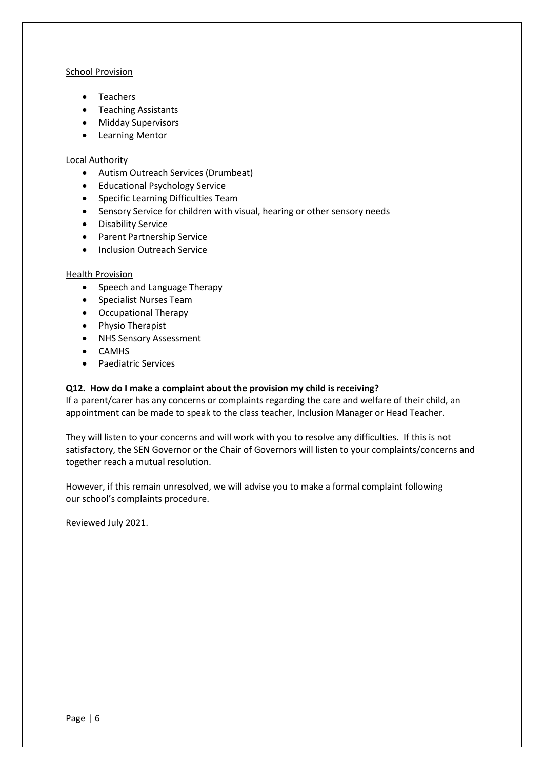School Provision

- Teachers
- Teaching Assistants
- Midday Supervisors
- Learning Mentor

Local Authority

- Autism Outreach Services (Drumbeat)
- Educational Psychology Service
- Specific Learning Difficulties Team
- Sensory Service for children with visual, hearing or other sensory needs
- Disability Service
- Parent Partnership Service
- Inclusion Outreach Service

Health Provision

- Speech and Language Therapy
- Specialist Nurses Team
- Occupational Therapy
- Physio Therapist
- NHS Sensory Assessment
- CAMHS
- Paediatric Services

**Q12. How do I make a complaint about the provision my child is receiving?**

If a parent/carer has any concerns or complaints regarding the care and welfare of their child, an appointment can be made to speak to the class teacher, Inclusion Manager or Head Teacher.

They will listen to your concerns and will work with you to resolve any difficulties. If this is not satisfactory, the SEN Governor or the Chair of Governors will listen to your complaints/concerns and together reach a mutual resolution.

However, if this remain unresolved, we will advise you to make a formal complaint following our school's complaints procedure.

Reviewed July 2021.